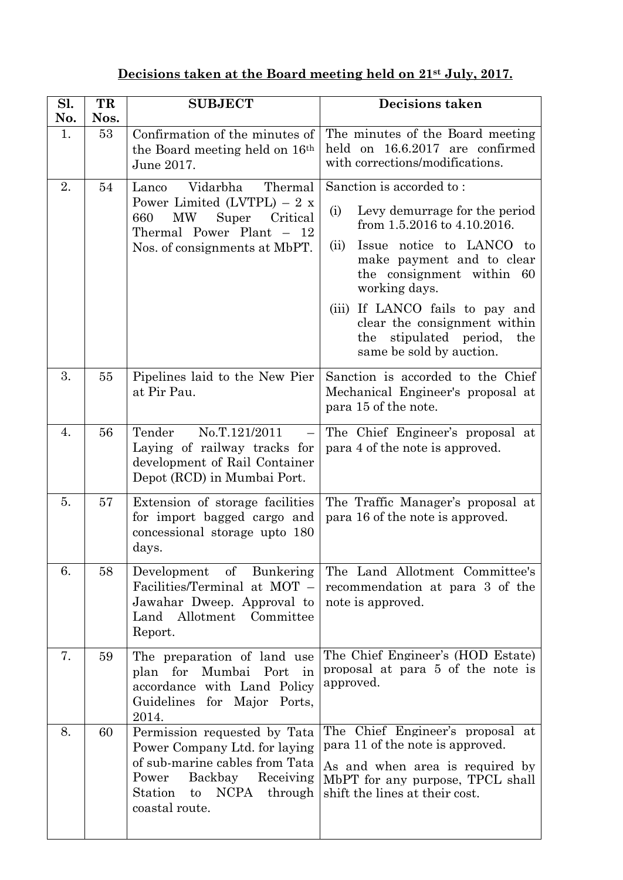**<u>Decisions taken at the Board meeting held on 21st July, 2017.</u>**

| Sl. No. | TR Nos. | SUBJECT | Decisions taken |
|---|---|---|---|
| 1. | 53 | Confirmation of the minutes of the Board meeting held on 16th June 2017. | The minutes of the Board meeting held on 16.6.2017 are confirmed with corrections/modifications. |
| 2. | 54 | Lanco Vidarbha Thermal Power Limited (LVTPL) – 2 x 660 MW Super Critical Thermal Power Plant – 12 Nos. of consignments at MbPT. | Sanction is accorded to : (i) Levy demurrage for the period from 1.5.2016 to 4.10.2016. (ii) Issue notice to LANCO to make payment and to clear the consignment within 60 working days. (iii) If LANCO fails to pay and clear the consignment within the stipulated period, the same be sold by auction. |
| 3. | 55 | Pipelines laid to the New Pier at Pir Pau. | Sanction is accorded to the Chief Mechanical Engineer's proposal at para 15 of the note. |
| 4. | 56 | Tender No.T.121/2011 – Laying of railway tracks for development of Rail Container Depot (RCD) in Mumbai Port. | The Chief Engineer's proposal at para 4 of the note is approved. |
| 5. | 57 | Extension of storage facilities for import bagged cargo and concessional storage upto 180 days. | The Traffic Manager's proposal at para 16 of the note is approved. |
| 6. | 58 | Development of Bunkering Facilities/Terminal at MOT – Jawahar Dweep. Approval to Land Allotment Committee Report. | The Land Allotment Committee's recommendation at para 3 of the note is approved. |
| 7. | 59 | The preparation of land use plan for Mumbai Port in accordance with Land Policy Guidelines for Major Ports, 2014. | The Chief Engineer's (HOD Estate) proposal at para 5 of the note is approved. |
| 8. | 60 | Permission requested by Tata Power Company Ltd. for laying of sub-marine cables from Tata Power Backbay Receiving Station to NCPA through coastal route. | The Chief Engineer's proposal at para 11 of the note is approved. As and when area is required by MbPT for any purpose, TPCL shall shift the lines at their cost. |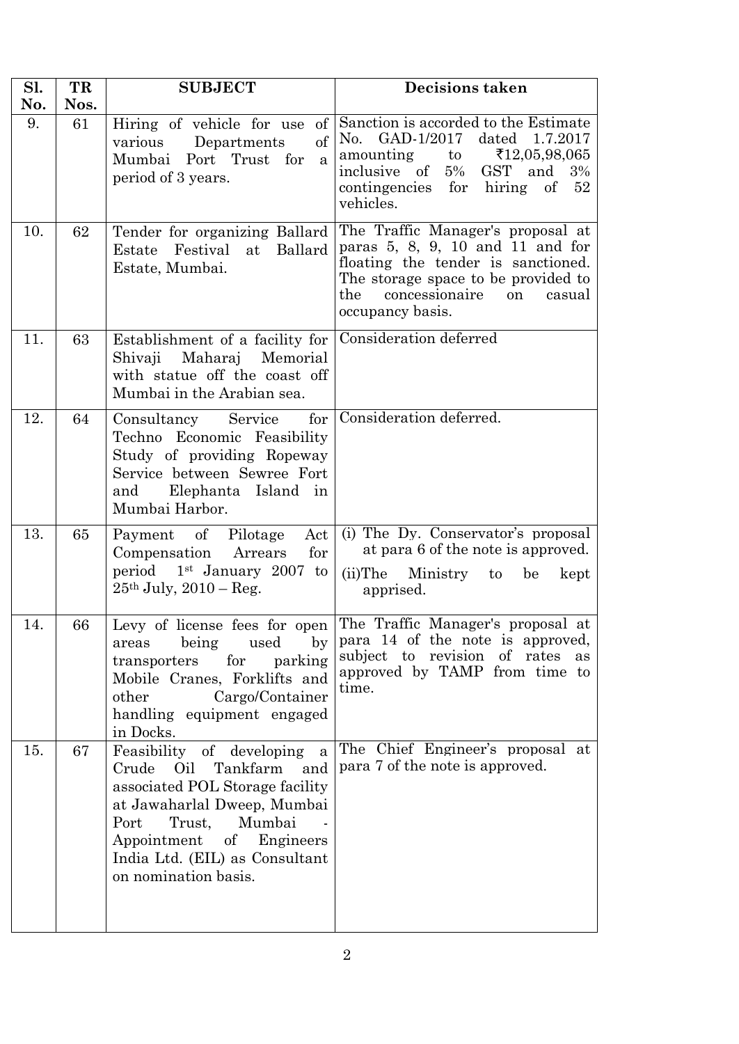| Sl. No. | TR Nos. | SUBJECT | Decisions taken |
|---|---|---|---|
| 9. | 61 | Hiring of vehicle for use of various Departments of Mumbai Port Trust for a period of 3 years. | Sanction is accorded to the Estimate No. GAD-1/2017 dated 1.7.2017 amounting to ₹12,05,98,065 inclusive of 5% GST and 3% contingencies for hiring of 52 vehicles. |
| 10. | 62 | Tender for organizing Ballard Estate Festival at Ballard Estate, Mumbai. | The Traffic Manager's proposal at paras 5, 8, 9, 10 and 11 and for floating the tender is sanctioned. The storage space to be provided to the concessionaire on casual occupancy basis. |
| 11. | 63 | Establishment of a facility for Shivaji Maharaj Memorial with statue off the coast off Mumbai in the Arabian sea. | Consideration deferred |
| 12. | 64 | Consultancy Service for Techno Economic Feasibility Study of providing Ropeway Service between Sewree Fort and Elephanta Island in Mumbai Harbor. | Consideration deferred. |
| 13. | 65 | Payment of Pilotage Act Compensation Arrears for period 1st January 2007 to 25th July, 2010 – Reg. | (i) The Dy. Conservator's proposal at para 6 of the note is approved.<br>(ii)The Ministry to be kept apprised. |
| 14. | 66 | Levy of license fees for open areas being used by transporters for parking Mobile Cranes, Forklifts and other Cargo/Container handling equipment engaged in Docks. | The Traffic Manager's proposal at para 14 of the note is approved, subject to revision of rates as approved by TAMP from time to time. |
| 15. | 67 | Feasibility of developing a Crude Oil Tankfarm and associated POL Storage facility at Jawaharlal Dweep, Mumbai Port Trust, Mumbai - Appointment of Engineers India Ltd. (EIL) as Consultant on nomination basis. | The Chief Engineer's proposal at para 7 of the note is approved. |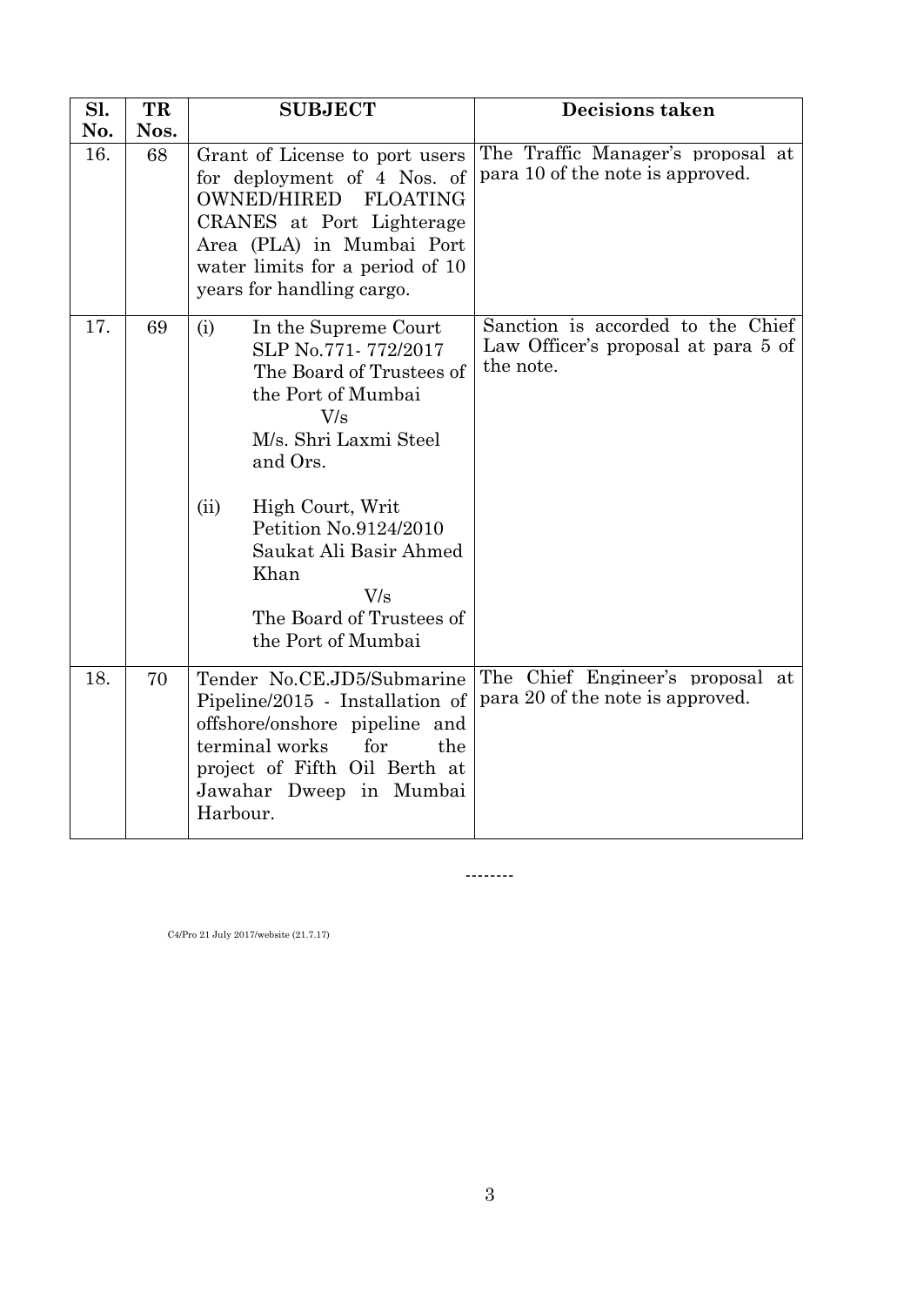| Sl. No. | TR Nos. | SUBJECT | Decisions taken |
|---|---|---|---|
| 16. | 68 | Grant of License to port users for deployment of 4 Nos. of OWNED/HIRED FLOATING CRANES at Port Lighterage Area (PLA) in Mumbai Port water limits for a period of 10 years for handling cargo. | The Traffic Manager's proposal at para 10 of the note is approved. |
| 17. | 69 | (i) In the Supreme Court SLP No.771- 772/2017 The Board of Trustees of the Port of Mumbai V/s M/s. Shri Laxmi Steel and Ors.<br><br>(ii) High Court, Writ Petition No.9124/2010 Saukat Ali Basir Ahmed Khan V/s The Board of Trustees of the Port of Mumbai | Sanction is accorded to the Chief Law Officer's proposal at para 5 of the note. |
| 18. | 70 | Tender No.CE.JD5/Submarine Pipeline/2015 - Installation of offshore/onshore pipeline and terminal works for the project of Fifth Oil Berth at Jawahar Dweep in Mumbai Harbour. | The Chief Engineer's proposal at para 20 of the note is approved. |

--------

C4/Pro 21 July 2017/website (21.7.17)